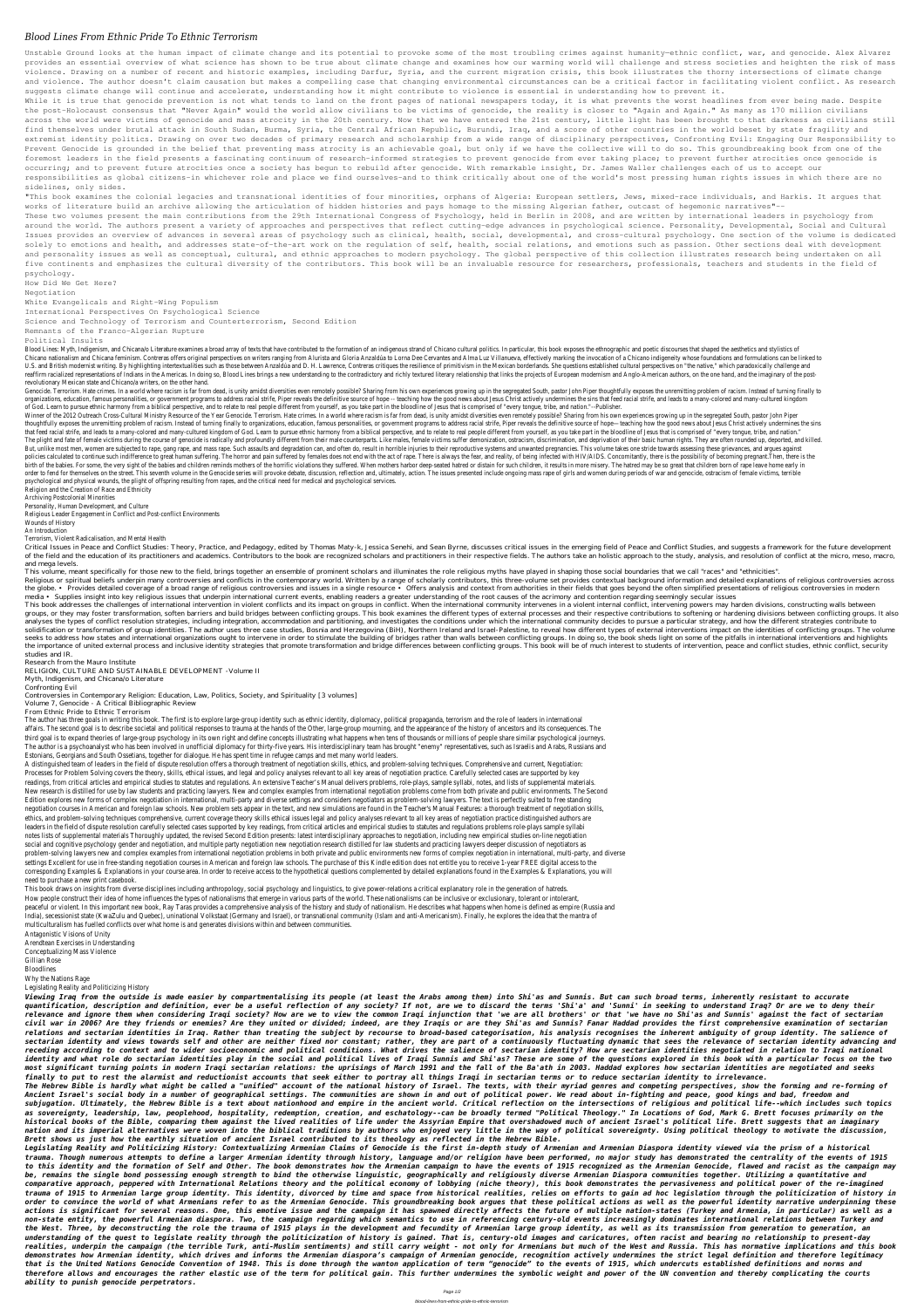# Blood Lines From Ethnic Pride To Ethnic Terrorism

Unstable Ground looks at the human impact of climate change and its potential to provoke some of the most troubling crimes against humanity—ethnic conflict, war, and genocide. Alex Alvarez provides an essential overview of what science has shown to be true about climate change and examines how our warming world will challenge and stress societies and heighten the risk of mass violence. Drawing on a number of recent and historic examples, including Darfur, Syria, and the current migration crisis, this book illustrates the thorny intersections of climate change and violence. The author doesn't claim causation but makes a compelling case that changing environmental circumstances can be a critical factor in facilitating violent conflict. As research suggests climate change will continue and accelerate, understanding how it might contribute to violence is essential in understanding how to prevent it.

While it is true that genocide prevention is not what tends to land on the front pages of national newspapers today, it is what prevents the worst headlines from ever being made. Despite the post–Holocaust consensus that "Never Again" would the world allow civilians to be victims of genocide, the reality is closer to "Again and Again." As many as 170 million civilians across the world were victims of genocide and mass atrocity in the 20th century. Now that we have entered the 21st century, little light has been brought to that darkness as civilians still find themselves under brutal attack in South Sudan, Burma, Syria, the Central African Republic, Burundi, Iraq, and a score of other countries in the world beset by state fragility and extremist identity politics. Drawing on over two decades of primary research and scholarship from a wide range of disciplinary perspectives, Confronting Evil: Engaging Our Responsibility to Prevent Genocide is grounded in the belief that preventing mass atrocity is an achievable goal, but only if we have the collective will to do so. This groundbreaking book from one of the foremost leaders in the field presents a fascinating continuum of research–informed strategies to prevent genocide from ever taking place; to prevent further atrocities once genocide is occurring; and to prevent future atrocities once a society has begun to rebuild after genocide. With remarkable insight, Dr. James Waller challenges each of us to accept our responsibilities as global citizens–in whichever role and place we find ourselves–and to think critically about one of the world's most pressing human rights issues in which there are no sidelines, only sides.

"This book examines the colonial legacies and transnational identities of four minorities, orphans of Algeria: European settlers, Jews, mixed-race individuals, and Harkis. It argues that works of literature build an archive allowing the articulation of hidden histories and pays homage to the missing Algerian father, outcast of hegemonic narratives"--

These two volumes present the main contributions from the 29th International Congress of Psychology, held in Berlin in 2008, and are written by international leaders in psychology from around the world. The authors present a variety of approaches and perspectives that reflect cutting-edge advances in psychological science. Personality, Developmental, Social and Cultural Issues provides an overview of advances in several areas of psychology such as clinical, health, social, developmental, and cross-cultural psychology. One section of the volume is dedicated solely to emotions and health, and addresses state-of-the-art work on the regulation of self, health, social relations, and emotions such as passion. Other sections deal with development and personality issues as well as conceptual, cultural, and ethnic approaches to modern psychology. The global perspective of this collection illustrates research being undertaken on all five continents and emphasizes the cultural diversity of the contributors. This book will be an invaluable resource for researchers, professionals, teachers and students in the field of psychology.

How Did We Get Here?
Negotiation
White Evangelicals and Right-Wing Populism
International Perspectives On Psychological Science
Science and Technology of Terrorism and Counterterrorism, Second Edition
Remnants of the Franco-Algerian Rupture
Political Insults

Blood Lines: Myth, Indigenism, and Chicana/o Literature examines a broad array of texts that have contributed to the formation of an indigenous strand of Chicano cultural politics. In particular, this book exposes the ethnographic and poetic discourses that shaped the aesthetics and stylistics of Chicano nationalism and Chicana feminism. Contreras offers original perspectives on writers ranging from Alurista and Gloria Anzaldúa to Lorna Dee Cervantes and Alma Luz Villanueva, effectively marking the invocation of a Chicano indigeneity whose foundations and formulations can be linked to U.S. and British modernist writing. By highlighting intertextualities such as those between Anzaldúa and D. H. Lawrence, Contreras critiques the resilience of primitivism in the Mexican borderlands. She questions established cultural perspectives on "the native," which paradoxically challenge and reaffirm racialized representations of Indians in the Americas. In doing so, Blood Lines brings a new understanding to the contradictory and richly textured literary relationship that links the projects of European modernism and Anglo-American authors, on the one hand, and the imaginary of the post-revolutionary Mexican state and Chicana/o writers, on the other hand.

Genocide. Terrorism. Hate crimes. In a world where racism is far from dead, is unity amidst diversities even remotely possible? Sharing from his own experiences growing up in the segregated South, pastor John Piper thoughtfully exposes the unremitting problem of racism. Instead of turning finally to organizations, education, famous personalities, or government programs to address racial strife, Piper reveals the definitive source of hope— teaching how the good news about Jesus Christ actively undermines the sins that feed racial strife, and leads to a many-colored and many-cultured kingdom of God. Learn to pursue ethnic harmony from a biblical perspective, and to relate to real people different from yourself, as you take part in the bloodline of Jesus that is comprised of "every tongue, tribe, and nation."--Publisher.

Winner of the 2012 Outreach Cross-Cultural Ministry Resource of the Year Genocide. Terrorism. Hate crimes. In a world where racism is far from dead, is unity amidst diversities even remotely possible? Sharing from his own experiences growing up in the segregated South, pastor John Piper thoughtfully exposes the unremitting problem of racism. Instead of turning finally to organizations, education, famous personalities, or government programs to address racial strife, Piper reveals the definitive source of hope— teaching how the good news about Jesus Christ actively undermines the sins that feed racial strife, and leads to a many-colored and many-cultured kingdom of God. Learn to pursue ethnic harmony from a biblical perspective, and to relate to real people different from yourself, as you take part in the bloodline of Jesus that is comprised of "every tongue, tribe, and nation."

The plight and fate of female victims during the course of genocide is radically and profoundly different from their male counterparts. Like males, female victims suffer demonization, ostracism, discrimination, and deprivation of their basic human rights. They are often rounded up, deported, and killed. But, unlike most men, women are subjected to rape, gang rape, and mass rape. Such assaults and degradation can, and often do, result in horrible injuries to their reproductive systems and unwanted pregnancies. This volume takes one stride towards assessing these grievances, and argues against policies calculated to continue such indifference to great human suffering. The horror and pain suffered by females does not end with the act of rape. There is always the fear, and reality, of being infected with HIV/AIDS. Concomitantly, there is the possibility of becoming pregnant.Then, there is the birth of the babies. For some, the very sight of the babies and children reminds mothers of the horrific violations they suffered. When mothers harbor deep-seated hatred or distain for such children, it results in more misery. The hatred may be so great that children born of rape leave home early in order to fend for themselves on the street. This seventh volume in the Genocide series will provoke debate, discussion, reflection and, ultimately, action. The issues presented include ongoing mass rape of girls and women during periods of war and genocide, ostracism of female victims, terrible psychological and physical wounds, the plight of offspring resulting from rapes, and the critical need for medical and psychological services.

Religion and the Creation of Race and Ethnicity
Archiving Postcolonial Minorities
Personality, Human Development, and Culture
Religious Leader Engagement in Conflict and Post-conflict Environments
Wounds of History
An Introduction
Terrorism, Violent Radicalisation, and Mental Health

Critical Issues in Peace and Conflict Studies: Theory, Practice, and Pedagogy, edited by Thomas Matyók, Jessica Senehi, and Sean Byrne, discusses critical issues in the emerging field of Peace and Conflict Studies, and suggests a framework for the future development of the field and the education of its practitioners and academics. Contributors to the book are the recognized scholars and practitioners in their respective fields. The authors take an holistic approach to the study, analysis, and resolution of conflict at the micro, meso, macro, and mega levels.

This volume, meant specifically for those new to the field, brings together an ensemble of prominent scholars and illuminates the role religious myths have played in shaping those social boundaries that we call "races" and "ethnicities".

Religious or spiritual beliefs underpin many controversies and conflicts in the contemporary world. Written by a range of scholarly contributors, this three-volume set provides contextual background information and detailed explanations of religious controversies across the globe. • Provides detailed coverage of a broad range of religious controversies and issues in a single resource • Offers analysis and context from authorities in their fields that goes beyond the often simplified presentations of religious controversies in modern media • Supplies insight into key religious issues that underpin international current events, enabling readers a greater understanding of the root causes of the acrimony and contention regarding seemingly secular issues

This book addresses the challenges of international intervention in violent conflicts and its impact on groups in conflict. When the international community intervenes in a violent internal conflict, intervening powers may harden divisions, constructing walls between groups, or they may foster transformation, soften barriers and build bridges between conflicting groups. This book examines the different types of external processes and their respective contributions to softening or hardening divisions between conflicting groups. It also analyses the types of conflict resolution strategies, including integration, accommodation and partitioning, and investigates the conditions under which the international community decides to pursue a particular strategy, and how the different strategies contribute to solidification or transformation of group identities. The author uses three case studies, Bosnia and Herzegovina (BiH), Northern Ireland and Israel-Palestine, to reveal how different types of external interventions impact on the identities of conflicting groups. The volume seeks to address how states and international organizations ought to intervene in order to stimulate the building of bridges rather than walls between conflicting groups. In doing so, the book sheds light on some of the pitfalls in international interventions and highlights the importance of united external process and inclusive identity strategies that promote transformation and bridge differences between conflicting groups. This book will be of much interest to students of intervention, peace and conflict studies, ethnic conflict, security studies and IR.

Research from the Mauro Institute
RELIGION, CULTURE AND SUSTAINABLE DEVELOPMENT -Volume II
Myth, Indigenism, and Chicana/o Literature
Confronting Evil
Controversies in Contemporary Religion: Education, Law, Politics, Society, and Spirituality [3 volumes]
Volume 7, Genocide - A Critical Bibliographic Review
From Ethnic Pride to Ethnic Terrorism

The author has three goals in writing this book. The first is to explore large-group identity such as ethnic identity, diplomacy, political propaganda, terrorism and the role of leaders in international affairs. The second goal is to describe societal and political responses to trauma at the hands of the Other, large-group mourning, and the appearance of the history of ancestors and its consequences. The third goal is to expand theories of large-group psychology in its own right and define concepts illustrating what happens when tens of thousands or millions of people share similar psychological journeys. The author is a psychoanalyst who has been involved in unofficial diplomacy for thirty-five years. His interdisciplinary team has brought "enemy" representatives, such as Israelis and Arabs, Russians and Estonians, Georgians and South Ossetians, together for dialogue. He has spent time in refugee camps and met many world leaders.

A distinguished team of leaders in the field of dispute resolution offers a thorough treatment of negotiation skills, ethics, and problem-solving techniques. Comprehensive and current, Negotiation: Processes for Problem Solving covers the theory, skills, ethical issues, and legal and policy analyses relevant to all key areas of negotiation practice. Carefully selected cases are supported by key readings, from critical articles and empirical studies to statutes and regulations. An extensive Teacher's Manual delivers problems, role-plays, sample syllabi, notes, and lists of supplemental materials. New research is distilled for use by law students and practicing lawyers. New and complex examples from international negotiation problems come from both private and public environments. The Second Edition explores new forms of complex negotiation in international, multi-party and diverse settings and considers negotiators as problem-solving lawyers. The text is perfectly suited to free standing negotiation courses in American and foreign law schools. New problem sets appear in the text, and new simulations are found in the Teacher's Manual Features: a thorough treatment of negotiation skills, ethics, and problem-solving techniques comprehensive, current coverage theory skills ethical issues legal and policy analyses relevant to all key areas of negotiation practice distinguished authors are leaders in the field of dispute resolution carefully selected cases supported by key readings, from critical articles and empirical studies to statutes and regulations problems role-plays sample syllabi notes lists of supplemental materials Thoroughly updated, the revised Second Edition presents: latest interdisciplinary approaches to negotiation, including new empirical studies on-line negotiation social and cognitive psychology gender and negotiation, and multiple party negotiation new negotiation research distilled for law students and practicing lawyers deeper discussion of negotiators as problem-solving lawyers new and complex examples from international negotiation problems in both private and public environments new forms of complex negotiation in international, multi-party, and diverse settings Excellent for use in free-standing negotiation courses in American and foreign law schools. The purchase of this Kindle edition does not entitle you to receive 1-year FREE digital access to the corresponding Examples & Explanations in your course area. In order to receive access to the hypothetical questions complemented by detailed explanations found in the Examples & Explanations, you will need to purchase a new print casebook.

This book draws on insights from diverse disciplines including anthropology, social psychology and linguistics, to give power-relations a critical explanatory role in the generation of hatreds.

How people construct their idea of home influences the types of nationalisms that emerge in various parts of the world. These nationalisms can be inclusive or exclusionary, tolerant or intolerant, peaceful or violent. In this important new book, Ray Taras provides a comprehensive analysis of the history and study of nationalism. He describes what happens when home is defined as empire (Russia and India), secessionist state (KwaZulu and Quebec), uninational Volkstaat (Germany and Israel), or transnational community (Islam and anti-Americanism). Finally, he explores the idea that the mantra of multiculturalism has fuelled conflicts over what home is and generates divisions within and between communities.

Antagonistic Visions of Unity
Arendtean Exercises in Understanding
Conceptualizing Mass Violence
Gillian Rose
Bloodlines
Why the Nations Rage
Legislating Reality and Politicizing History

***Viewing Iraq from the outside is made easier by compartmentalising its people (at least the Arabs among them) into Shi'as and Sunnis. But can such broad terms, inherently resistant to accurate quantification, description and definition, ever be a useful reflection of any society? If not, are we to discard the terms 'Shi'a' and 'Sunni' in seeking to understand Iraq? Or are we to deny their relevance and ignore them when considering Iraqi society? How are we to view the common Iraqi injunction that 'we are all brothers' or that 'we have no Shi'as and Sunnis' against the fact of sectarian civil war in 2006? Are they friends or enemies? Are they united or divided? Indeed, are they Iraqis or are they Shi'as and Sunnis? Fanar Haddad provides the first comprehensive examination of sectarian relations and sectarian identities in Iraq. Rather than treating the subject by recourse to broad-based categorisation, his analysis recognises the inherent ambiguity of group identity. The salience of sectarian identity and views towards self and other are neither fixed nor constant; rather, they are part of a continuously fluctuating dynamic that sees the relevance of sectarian identity advancing and receding according to context and to wider socioeconomic and political conditions. What drives the salience of sectarian identity? How are sectarian identities negotiated in relation to Iraqi national identity and what role do sectarian identities play in the social and political lives of Iraqi Sunnis and Shi'as? These are some of the questions explored in this book with a particular focus on the two most significant turning points in modern Iraqi sectarian relations: the uprisings of March 1991 and the fall of the Ba'ath in 2003. Haddad explores how sectarian identities are negotiated and seeks finally to put to rest the alarmist and reductionist accounts that seek either to portray all things Iraqi in sectarian terms or to reduce sectarian identity to irrelevance.***

***The Hebrew Bible is hardly what might be called a "unified" account of the national history of Israel. The texts, with their myriad genres and competing perspectives, show the forming and re-forming of Ancient Israel's social body in a number of geographical settings. The communities are shown in and out of political power. We read about in-fighting and peace, good kings and bad, freedom and subjugation. Ultimately, the Hebrew Bible is a text about nationhood and empire in the ancient world. Critical reflection on the intersections of religious and political life--which includes such topics as sovereignty, leadership, law, peoplehood, hospitality, redemption, creation, and eschatology--can be broadly termed "Political Theology." In Locations of God, Mark G. Brett focuses primarily on the historical books of the Bible, comparing them against the lived realities of life under the Assyrian Empire that overshadowed much of ancient Israel's political life. Brett suggests that an imaginary nation and its imperial alternatives were woven into the biblical traditions by authors who enjoyed very little in the way of political sovereignty. Using political theology to motivate the discussion, Brett shows us just how the earthly situation of ancient Israel contributed to its theology as reflected in the Hebrew Bible.***

***Legislating Reality and Politicizing History: Contextualizing Armenian Claims of Genocide is the first in-depth study of Armenian and Armenian Diaspora identity viewed via the prism of a historical trauma. Though numerous attempts to define a larger Armenian identity through history, language and/or religion have been performed, no major study has demonstrated the centrality of the events of 1915 to this identity and the formation of Self and Other. The book demonstrates how the Armenian campaign to have the events of 1915 recognized as the Armenian Genocide, flawed and racist as the campaign may be, remains the single bond possessing enough strength to bind the otherwise linguistic, geographically and religiously diverse Armenian Diaspora communities together. Utilizing a quantitative and comparative approach, peppered with International Relations theory and the political economy of lobbying (niche theory), this book demonstrates the pervasiveness and political power of the re-imagined trauma of 1915 to Armenian large group identity. This identity, divorced by time and space from historical realities, relies on efforts to gain ad hoc legislation through the politicization of history in order to convince the world of what Armenians refer to as the Armenian Genocide. This groundbreaking book argues that these political actions as well as the powerful identity narrative underpinning these actions is significant for several reasons. One, this emotive issue and the campaign it has spawned directly affects the future of multiple nation-states (Turkey and Armenia, in particular) as well as a non-state entity, the powerful Armenian diaspora. Two, the campaign regarding which semantics to use in referencing century-old events increasingly dominates international relations between Turkey and the West. Three, by deconstructing the role the trauma of 1915 plays in the development and fecundity of Armenian large group identity, as well as its transmission from generation to generation, an understanding of the quest to legislate reality through the politicization of history is gained. That is, century-old images and caricatures, often racist and bearing no relationship to present-day realities, underpin the campaign (the terrible Turk, anti-Muslim sentiments) and still carry weight - not only for Armenians but much of the West and Russia. This has normative implications and this book demonstrates how Armenian identity, which drives and informs the Armenian diaspora's campaign of Armenian genocide, recognition actively undermines the strict legal definition and therefore legitimacy that is the United Nations Genocide Convention of 1948. This is done through the wanton application of term "genocide" to the events of 1915, which undercuts established definitions and norms and therefore allows and encourages the rather elastic use of the term for political gain. This further undermines the symbolic weight and power of the UN convention and thereby complicating the courts ability to punish genocide perpetrators.***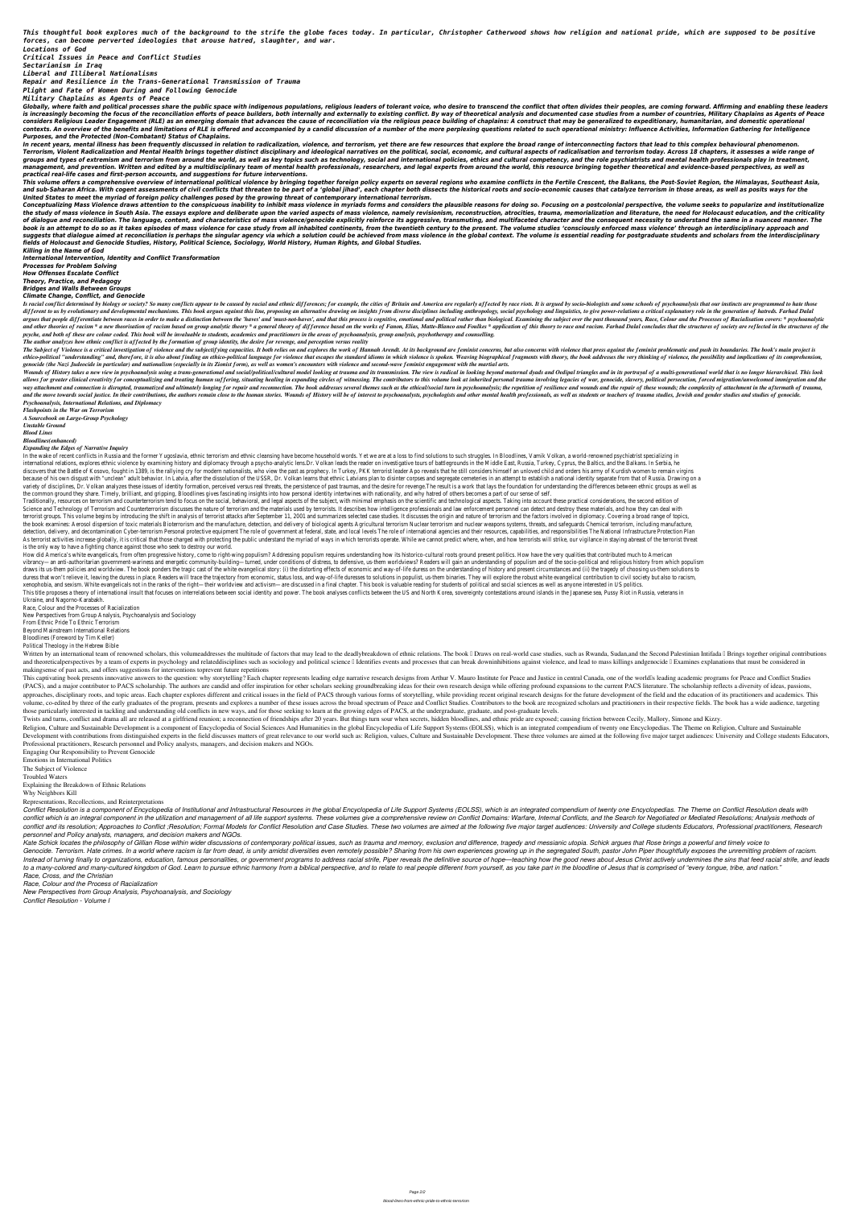*This thoughtful book explores much of the background to the strife the globe faces today. In particular, Christopher Catherwood shows how religion and national pride, which are supposed to be positive forces, can become perverted ideologies that arouse hatred, slaughter, and war.*

*Locations of God*

*Critical Issues in Peace and Conflict Studies*

*Sectarianism in Iraq*

*Liberal and Illiberal Nationalisms*

*Repair and Resilience in the Trans-Generational Transmission of Trauma*

*Plight and Fate of Women During and Following Genocide*

*Military Chaplains as Agents of Peace*

*Globally, where faith and political processes share the public space with indigenous populations, religious leaders of tolerant voice, who desire to transcend the conflict that often divides their peoples, are coming forward. Affirming and enabling these leaders is increasingly becoming the focus of the reconciliation efforts of peace builders, both internally and externally to existing conflict. By way of theoretical analysis and documented case studies from a number of countries, Military Chaplains as Agents of Peace considers Religious Leader Engagement (RLE) as an emerging domain that advances the cause of reconciliation via the religious peace building of chaplains: A construct that may be generalized to expeditionary, humanitarian, and domestic operational contexts. An overview of the benefits and limitations of RLE is offered and accompanied by a candid discussion of a number of the more perplexing questions related to such operational ministry: Influence Activities, Information Gathering for Intelligence Purposes, and the Protected (Non-Combatant) Status of Chaplains.*

*In recent years, mental illness has been frequently discussed in relation to radicalization, violence, and terrorism, yet there are few resources that explore the broad range of interconnecting factors that lead to this complex behavioural phenomenon. Terrorism, Violent Radicalization and Mental Health brings together distinct disciplinary and ideological narratives on the political, social, economic, and cultural aspects of radicalisation and terrorism today. Across 18 chapters, it assesses a wide range of groups and types of extremism and terrorism from around the world, as well as key topics such as technology, social and international policies, ethics and cultural competency, and the role psychiatrists and mental health professionals play in treatment, management, and prevention. Written and edited by a multidisciplinary team of mental health professionals, researchers, and legal experts from around the world, this resource bringing together theoretical and evidence-based perspectives, as well as practical real-life cases and first-person accounts, and suggestions for future interventions.*

*This volume offers a comprehensive overview of international political violence by bringing together foreign policy experts on several regions who examine conflicts in the Fertile Crescent, the Balkans, the Post-Soviet Region, the Himalayas, Southeast Asia, and sub-Saharan Africa. With cogent assessments of civil conflicts that threaten to be part of a 'global jihad', each chapter both dissects the historical roots and socio-economic causes that catalyze terrorism in those areas, as well as posits ways for the United States to meet the myriad of foreign policy challenges posed by the growing threat of contemporary international terrorism.*

*Conceptualizing Mass Violence draws attention to the conspicuous inability to inhibit mass violence in myriads forms and considers the plausible reasons for doing so. Focusing on a postcolonial perspective, the volume seeks to popularize and institutionalize the study of mass violence in South Asia. The essays explore and deliberate upon the varied aspects of mass violence, namely revisionism, reconstruction, atrocities, trauma, memorialization and literature, the need for Holocaust education, and the criticality of dialogue and reconciliation. The language, content, and characteristics of mass violence/genocide explicitly reinforce its aggressive, transmuting, and multifaceted character and the consequent necessity to understand the same in a nuanced manner. The book is an attempt to do so as it takes episodes of mass violence for case study from all inhabited continents, from the twentieth century to the present. The volume studies 'consciously enforced mass violence' through an interdisciplinary approach and suggests that dialogue aimed at reconciliation is perhaps the singular agency via which a solution could be achieved from mass violence in the global context. The volume is essential reading for postgraduate students and scholars from the interdisciplinary fields of Holocaust and Genocide Studies, History, Political Science, Sociology, World History, Human Rights, and Global Studies.*

*Killing in the Name of God*

*International Intervention, Identity and Conflict Transformation*

*Processes for Problem Solving*

*How Offenses Escalate Conflict*

*Theory, Practice, and Pedagogy*

*Bridges and Walls Between Groups*

*Climate Change, Conflict, and Genocide*

*Is racial conflict determined by biology or society? So many conflicts appear to be caused by racial and ethnic differences; for example, the cities of Britain and America are regularly affected by race riots. It is argued by socio-biologists and some schools of psychoanalysis that our instincts are programmed to hate those different to us by evolutionary and developmental mechanisms. This book argues against this view, proposing an alternative drawing on insights from diverse disciplines including anthropology, social psychology and linguistics, to give power-relations a critical explanatory role in the generation of hatreds. Farhad Dalal argues that people differentiate between races in order to make a distinction between the 'haves' and 'must-not-haves', and that this process is cognitive, emotional and political rather than biological. Examining the subject over the past thousand years, Race, Colour and the Processes of Racialisation covers: \* psychoanalytic and other theories of racism \* a new theorisation of racism based on group analytic theory \* a general theory of difference based on the works of Fanon, Elias, Matte-Blanco and Foulkes \* application of this theory to race and racism. Farhad Dalal concludes that the structures of society are reflected in the structures of the psyche, and both of these are colour coded. This book will be invaluable to students, academics and practitioners in the areas of psychoanalysis, group analysis, psychotherapy and counselling.*

*The author analyzes how ethnic conflict is affected by the formation of group identity, the desire for revenge, and perception versus reality*

*The Subject of Violence is a critical investigation of violence and the subjectifying capacities. It both relies on and explores the work of Hannah Arendt. At its background are feminist concerns, but also concerns with violence that press against the feminist problematic and push its boundaries. The book's main project is ethico-political "understanding" and, therefore, it is also about finding an ethico-political language for violence that escapes the standard idioms in which violence is spoken. Weaving biographical fragments with theory, the book addresses the very thinking of violence, the possibility and implications of its comprehension, genocide (the Nazi Judeocide in particular) and nationalism (especially in its Zionist form), as well as women's encounters with violence and second-wave feminist engagement with the martial arts.*

*Wounds of History takes a new view in psychoanalysis using a trans-generational and social/political/cultural model looking at trauma and its transmission. The view is radical in looking beyond maternal dyads and Oedipal triangles and in its portrayal of a multi-generational world that is no longer hierarchical. This look allows for greater clinical creativity for conceptualizing and treating human suffering, situating healing in expanding circles of witnessing. The contributors to this volume look at inherited personal trauma involving legacies of war, genocide, slavery, political persecution, forced migration/unwelcomed immigration and the way attachment and connection is disrupted, traumatized and ultimately longing for repair and reconnection. The book addresses several themes such as the ethical/social turn in psychoanalysis; the repetition of resilience and wounds and the repair of these wounds; the complexity of attachment in the aftermath of trauma, and the move towards social justice. In their contributions, the authors remain close to the human stories. Wounds of History will be of interest to psychoanalysts, psychologists and other mental health professionals, as well as students or teachers of trauma studies, Jewish and gender studies and studies of genocide.*

*Psychoanalysis, International Relations, and Diplomacy*

*Flashpoints in the War on Terrorism*

*A Sourcebook on Large-Group Psychology*

*Unstable Ground*

*Blood Lines*

*Bloodlines(enhanced)*

*Expanding the Edges of Narrative Inquiry*

In the wake of recent conflicts in Russia and the former Yugoslavia, ethnic terrorism and ethnic cleansing have become household words. Yet we are at a loss to find solutions to such struggles. In Bloodlines, Vamik Volkan, a world-renowned psychiatrist specializing in international relations, explores ethnic violence by examining history and diplomacy through a psycho-analytic lens.Dr. Volkan leads the reader on investigative tours of battlegrounds in the Middle East, Russia, Turkey, Cyprus, the Baltics, and the Balkans. In Serbia, he discovers that the Battle of Kosovo, fought in 1389, is the rallying cry for modern nationalists, who view the past as prophecy. In Turkey, PKK terrorist leader Apo reveals that he still considers himself an unloved child and orders his army of Kurdish women to remain virgins because of his own disgust with "unclean" adult behavior. In Latvia, after the dissolution of the USSR, Dr. Volkan learns that ethnic Latvians plan to disinter corpses and segregate cemeteries in an attempt to establish a national identity separate from that of Russia. Drawing on a variety of disciplines, Dr. Volkan analyzes these issues of identity formation, perceived versus real threats, the persistence of past traumas, and the desire for revenge.The result is a work that lays the foundation for understanding the differences between ethnic groups as well as the common ground they share. Timely, brilliant, and gripping, Bloodlines gives fascinating insights into how personal identity intertwines with nationality, and why hatred of others becomes a part of our sense of self.

Traditionally, resources on terrorism and counterterrorism tend to focus on the social, behavioral, and legal aspects of the subject, with minimal emphasis on the scientific and technological aspects. Taking into account these practical considerations, the second edition of Science and Technology of Terrorism and Counterterrorism discusses the nature of terrorism and the materials used by terrorists. It describes how intelligence professionals and law enforcement personnel can detect and destroy these materials, and how they can deal with terrorist groups. This volume begins by introducing the shift in analysis of terrorist attacks after September 11, 2001 and summarizes selected case studies. It discusses the origin and nature of terrorism and the factors involved in diplomacy. Covering a broad range of topics, the book examines: Aerosol dispersion of toxic materials Bioterrorism and the manufacture, detection, and delivery of biological agents Agricultural terrorism Nuclear terrorism and nuclear weapons systems, threats, and safeguards Chemical terrorism, including manufacture, detection, delivery, and decontamination Cyber-terrorism Personal protective equipment The role of government at federal, state, and local levels The role of international agencies and their resources, capabilities, and responsibilities The National Infrastructure Protection Plan As terrorist activities increase globally, it is critical that those charged with protecting the public understand the myriad of ways in which terrorists operate. While we cannot predict where, when, and how terrorists will strike, our vigilance in staying abreast of the terrorist threat is the only way to have a fighting chance against those who seek to destroy our world.

How did America's white evangelicals, from often progressive history, come to right-wing populism? Addressing populism requires understanding how its historico-cultural roots ground present politics. How have the very qualities that contributed much to American vibrancy— an anti-authoritarian government-wariness and energetic community-building—turned, under conditions of distress, to defensive, us-them worldviews? Readers will gain an understanding of populism and of the socio-political and religious history from which populism draws its us-them policies and worldview. The book ponders the tragic cast of the white evangelical story: (i) the distorting effects of economic and way-of-life duress on the understanding of history and present circumstances and (ii) the tragedy of choosing us-them solutions to duress that won't relieve it, leaving the duress in place. Readers will trace the trajectory from economic, status loss, and way-of-life duresses to solutions in populist, us-them binaries. They will explore the robust white evangelical contribution to civil society but also to racism, xenophobia, and sexism. White evangelicals not in the ranks of the right—their worldview and activism—are discussed in a final chapter. This book is valuable reading for students of political and social sciences as well as anyone interested in US politics.

This title proposes a theory of international insult that focuses on interrelations between social identity and power. The book analyses conflicts between the US and North Korea, sovereignty contestations around islands in the Japanese sea, Pussy Riot in Russia, veterans in Ukraine, and Nagorno-Karabakh.

Race, Colour and the Processes of Racialization

New Perspectives from Group Analysis, Psychoanalysis and Sociology

From Ethnic Pride To Ethnic Terrorism

Beyond Mainstream International Relations

Bloodlines (Foreword by Tim Keller)

Political Theology in the Hebrew Bible

Written by an international team of renowned scholars, this volumeaddresses the multitude of factors that may lead to the deadlybreakdown of ethnic relations. The book ▯ Draws on real-world case studies, such as Rwanda, Sudan,and the Second Palestinian Intifada ▯ Brings together original contributions and theoreticalperspectives by a team of experts in psychology and relateddisciplines such as sociology and political science ▯ Identifies events and processes that can break downinhibitions against violence, and lead to mass killings andgenocide ▯ Examines explanations that must be considered in makingsense of past acts, and offers suggestions for interventions toprevent future repetitions

This captivating book presents innovative answers to the question: why storytelling? Each chapter represents leading edge narrative research designs from Arthur V. Mauro Institute for Peace and Justice in central Canada, one of the world's leading academic programs for Peace and Conflict Studies (PACS), and a major contributor to PACS scholarship. The authors are candid and offer inspiration for other scholars seeking groundbreaking ideas for their own research design while offering profound expansions to the current PACS literature. The scholarship reflects a diversity of ideas, passions, approaches, disciplinary roots, and topic areas. Each chapter explores different and critical issues in the field of PACS through various forms of storytelling, while providing recent original research designs for the future development of the field and the education of its practitioners and academics. This volume, co-edited by three of the early graduates of the program, presents and explores a number of these issues across the broad spectrum of Peace and Conflict Studies. Contributors to the book are recognized scholars and practitioners in their respective fields. The book has a wide audience, targeting those particularly interested in tackling and understanding old conflicts in new ways, and for those seeking to learn at the growing edges of PACS, at the undergraduate, graduate, and post-graduate levels.

Twists and turns, conflict and drama all are released at a girlfriend reunion; a reconnection of friendships after 20 years. But things turn sour when secrets, hidden bloodlines, and ethnic pride are exposed; causing friction between Cecily, Mallory, Simone and Kizzy.

Religion, Culture and Sustainable Development is a component of Encyclopedia of Social Sciences And Humanities in the global Encyclopedia of Life Support Systems (EOLSS), which is an integrated compendium of twenty one Encyclopedias. The Theme on Religion, Culture and Sustainable Development with contributions from distinguished experts in the field discusses matters of great relevance to our world such as: Religion, values, Culture and Sustainable Development. These three volumes are aimed at the following five major target audiences: University and College students Educators, Professional practitioners, Research personnel and Policy analysts, managers, and decision makers and NGOs.

Engaging Our Responsibility to Prevent Genocide

Emotions in International Politics

The Subject of Violence

Troubled Waters

Explaining the Breakdown of Ethnic Relations

Why Neighbors Kill

Representations, Recollections, and Reinterpretations

*Conflict Resolution is a component of Encyclopedia of Institutional and Infrastructural Resources in the global Encyclopedia of Life Support Systems (EOLSS), which is an integrated compendium of twenty one Encyclopedias. The Theme on Conflict Resolution deals with conflict which is an integral component in the utilization and management of all life support systems. These volumes give a comprehensive review on Conflict Domains: Warfare, Internal Conflicts, and the Search for Negotiated or Mediated Resolutions; Analysis methods of conflict and its resolution; Approaches to Conflict ;Resolution; Formal Models for Conflict Resolution and Case Studies. These two volumes are aimed at the following five major target audiences: University and College students Educators, Professional practitioners, Research personnel and Policy analysts, managers, and decision makers and NGOs.*

*Kate Schick locates the philosophy of Gillian Rose within wider discussions of contemporary political issues, such as trauma and memory, exclusion and difference, tragedy and messianic utopia. Schick argues that Rose brings a powerful and timely voice to Genocide. Terrorism. Hate crimes. In a world where racism is far from dead, is unity amidst diversities even remotely possible? Sharing from his own experiences growing up in the segregated South, pastor John Piper thoughtfully exposes the unremitting problem of racism. Instead of turning finally to organizations, education, famous personalities, or government programs to address racial strife, Piper reveals the definitive source of hope—teaching how the good news about Jesus Christ actively undermines the sins that feed racial strife, and leads to a many-colored and many-cultured kingdom of God. Learn to pursue ethnic harmony from a biblical perspective, and to relate to real people different from yourself, as you take part in the bloodline of Jesus that is comprised of "every tongue, tribe, and nation."*

*Race, Cross, and the Christian*

*Race, Colour and the Process of Racialization*

*New Perspectives from Group Analysis, Psychoanalysis, and Sociology*

*Conflict Resolution - Volume I*